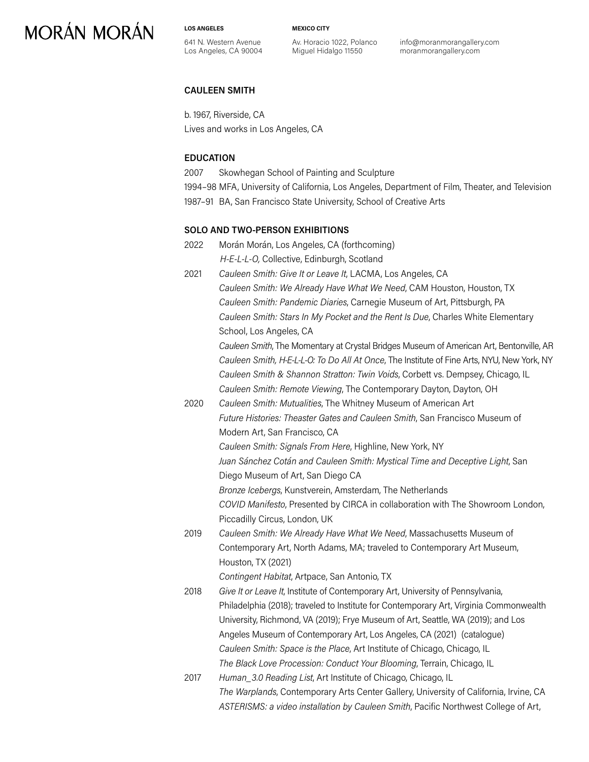# MORÁN MORÁN

**LOS ANGELES**
641 N. Western Avenue
Los Angeles, CA 90004

**MEXICO CITY**
Av. Horacio 1022, Polanco
Miguel Hidalgo 11550

info@moranmorangallery.com
moranmorangallery.com

## CAULEEN SMITH

b. 1967, Riverside, CA
Lives and works in Los Angeles, CA

### EDUCATION

2007 Skowhegan School of Painting and Sculpture
1994–98 MFA, University of California, Los Angeles, Department of Film, Theater, and Television
1987–91 BA, San Francisco State University, School of Creative Arts

### SOLO AND TWO-PERSON EXHIBITIONS

2022 Morán Morán, Los Angeles, CA (forthcoming)
*H-E-L-L-O,* Collective, Edinburgh, Scotland

2021 *Cauleen Smith: Give It or Leave It*, LACMA, Los Angeles, CA
*Cauleen Smith: We Already Have What We Need*, CAM Houston, Houston, TX
*Cauleen Smith: Pandemic Diaries*, Carnegie Museum of Art, Pittsburgh, PA
*Cauleen Smith: Stars In My Pocket and the Rent Is Due*, Charles White Elementary School, Los Angeles, CA
*Cauleen Smith*, The Momentary at Crystal Bridges Museum of American Art, Bentonville, AR
*Cauleen Smith, H-E-L-L-O: To Do All At Once*, The Institute of Fine Arts, NYU, New York, NY
*Cauleen Smith & Shannon Stratton: Twin Voids*, Corbett vs. Dempsey, Chicago, IL
*Cauleen Smith: Remote Viewing*, The Contemporary Dayton, Dayton, OH

2020 *Cauleen Smith: Mutualities*, The Whitney Museum of American Art
*Future Histories: Theaster Gates and Cauleen Smith*, San Francisco Museum of Modern Art, San Francisco, CA
*Cauleen Smith: Signals From Here*, Highline, New York, NY
*Juan Sánchez Cotán and Cauleen Smith: Mystical Time and Deceptive Light*, San Diego Museum of Art, San Diego CA
*Bronze Icebergs*, Kunstverein, Amsterdam, The Netherlands
*COVID Manifesto*, Presented by CIRCA in collaboration with The Showroom London, Piccadilly Circus, London, UK

2019 *Cauleen Smith: We Already Have What We Need*, Massachusetts Museum of Contemporary Art, North Adams, MA; traveled to Contemporary Art Museum, Houston, TX (2021)
*Contingent Habitat*, Artpace, San Antonio, TX

2018 *Give It or Leave It*, Institute of Contemporary Art, University of Pennsylvania, Philadelphia (2018); traveled to Institute for Contemporary Art, Virginia Commonwealth University, Richmond, VA (2019); Frye Museum of Art, Seattle, WA (2019); and Los Angeles Museum of Contemporary Art, Los Angeles, CA (2021) (catalogue)
*Cauleen Smith: Space is the Place*, Art Institute of Chicago, Chicago, IL
*The Black Love Procession: Conduct Your Blooming*, Terrain, Chicago, IL

2017 *Human_3.0 Reading List*, Art Institute of Chicago, Chicago, IL
*The Warplands*, Contemporary Arts Center Gallery, University of California, Irvine, CA
*ASTERISMS: a video installation by Cauleen Smith*, Pacific Northwest College of Art,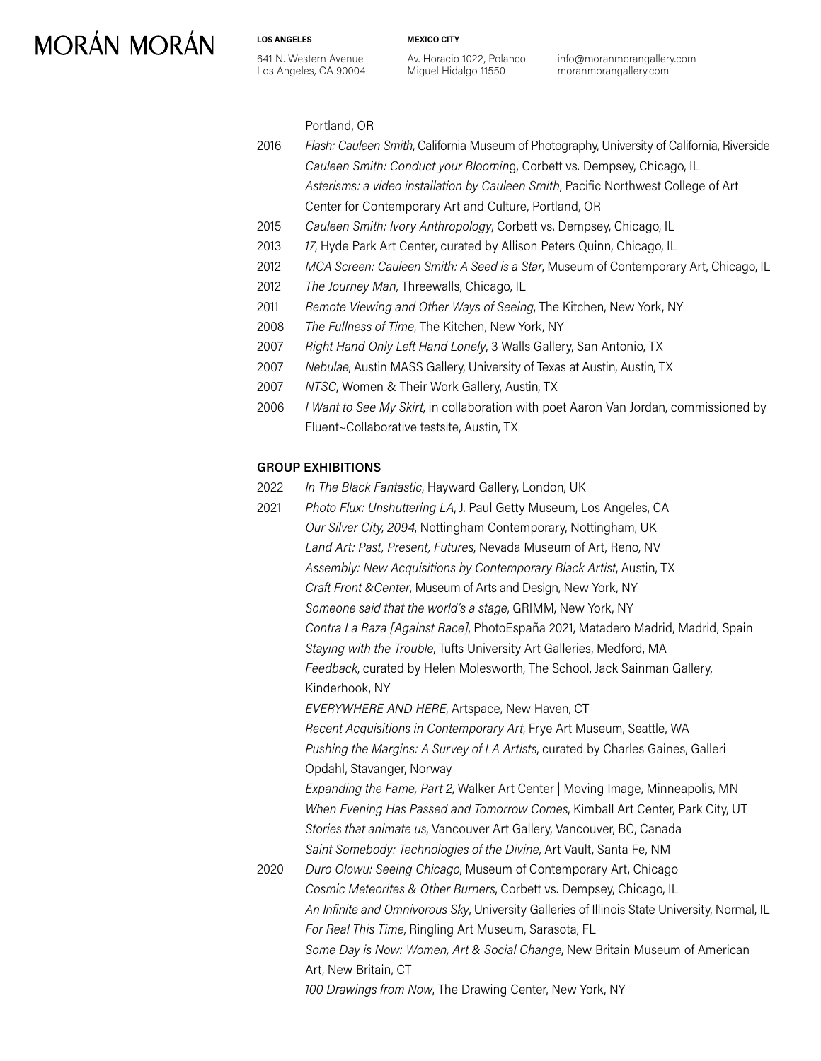Portland, OR

2016 *Flash: Cauleen Smith*, California Museum of Photography, University of California, Riverside
*Cauleen Smith: Conduct your Blooming*, Corbett vs. Dempsey, Chicago, IL
*Asterisms: a video installation by Cauleen Smith*, Pacific Northwest College of Art Center for Contemporary Art and Culture, Portland, OR

2015 *Cauleen Smith: Ivory Anthropology*, Corbett vs. Dempsey, Chicago, IL

2013 *17*, Hyde Park Art Center, curated by Allison Peters Quinn, Chicago, IL

2012 *MCA Screen: Cauleen Smith: A Seed is a Star*, Museum of Contemporary Art, Chicago, IL

2012 *The Journey Man*, Threewalls, Chicago, IL

2011 *Remote Viewing and Other Ways of Seeing*, The Kitchen, New York, NY

2008 *The Fullness of Time*, The Kitchen, New York, NY

2007 *Right Hand Only Left Hand Lonely*, 3 Walls Gallery, San Antonio, TX

2007 *Nebulae*, Austin MASS Gallery, University of Texas at Austin, Austin, TX

2007 *NTSC*, Women & Their Work Gallery, Austin, TX

2006 *I Want to See My Skirt*, in collaboration with poet Aaron Van Jordan, commissioned by Fluent~Collaborative testsite, Austin, TX

**GROUP EXHIBITIONS**

2022 *In The Black Fantastic*, Hayward Gallery, London, UK

2021 *Photo Flux: Unshuttering LA*, J. Paul Getty Museum, Los Angeles, CA
*Our Silver City, 2094*, Nottingham Contemporary, Nottingham, UK
*Land Art: Past, Present, Futures*, Nevada Museum of Art, Reno, NV
*Assembly: New Acquisitions by Contemporary Black Artist*, Austin, TX
*Craft Front &Center*, Museum of Arts and Design, New York, NY
*Someone said that the world's a stage*, GRIMM, New York, NY
*Contra La Raza [Against Race]*, PhotoEspaña 2021, Matadero Madrid, Madrid, Spain
*Staying with the Trouble*, Tufts University Art Galleries, Medford, MA
*Feedback*, curated by Helen Molesworth, The School, Jack Sainman Gallery, Kinderhook, NY
*EVERYWHERE AND HERE*, Artspace, New Haven, CT
*Recent Acquisitions in Contemporary Art*, Frye Art Museum, Seattle, WA
*Pushing the Margins: A Survey of LA Artists*, curated by Charles Gaines, Galleri Opdahl, Stavanger, Norway
*Expanding the Fame, Part 2*, Walker Art Center | Moving Image, Minneapolis, MN
*When Evening Has Passed and Tomorrow Comes*, Kimball Art Center, Park City, UT
*Stories that animate us*, Vancouver Art Gallery, Vancouver, BC, Canada
*Saint Somebody: Technologies of the Divine*, Art Vault, Santa Fe, NM

2020 *Duro Olowu: Seeing Chicago*, Museum of Contemporary Art, Chicago
*Cosmic Meteorites & Other Burners*, Corbett vs. Dempsey, Chicago, IL
*An Infinite and Omnivorous Sky*, University Galleries of Illinois State University, Normal, IL
*For Real This Time*, Ringling Art Museum, Sarasota, FL
*Some Day is Now: Women, Art & Social Change*, New Britain Museum of American Art, New Britain, CT
*100 Drawings from Now*, The Drawing Center, New York, NY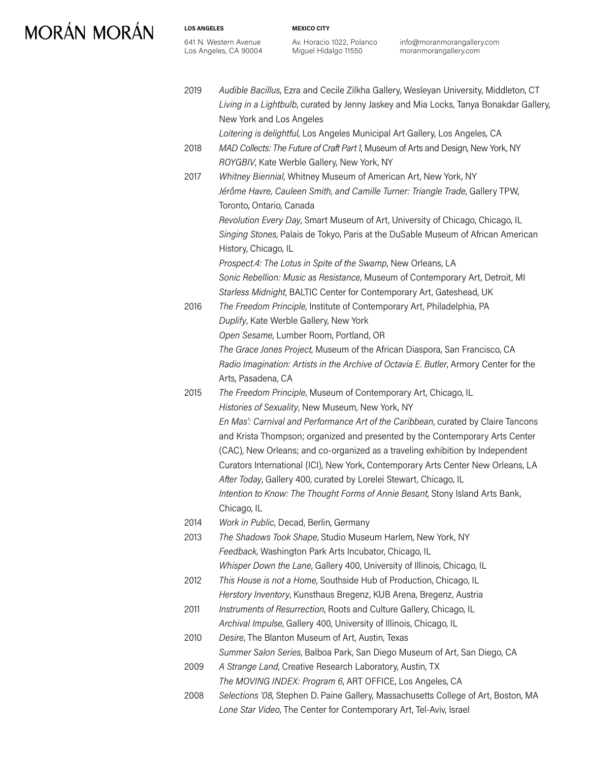2019 *Audible Bacillus*, Ezra and Cecile Zilkha Gallery, Wesleyan University, Middleton, CT
*Living in a Lightbulb*, curated by Jenny Jaskey and Mia Locks, Tanya Bonakdar Gallery, New York and Los Angeles
*Loitering is delightful*, Los Angeles Municipal Art Gallery, Los Angeles, CA

2018 *MAD Collects: The Future of Craft Part 1*, Museum of Arts and Design, New York, NY
*ROYGBIV*, Kate Werble Gallery, New York, NY

2017 *Whitney Biennial*, Whitney Museum of American Art, New York, NY
*Jérôme Havre, Cauleen Smith, and Camille Turner: Triangle Trade*, Gallery TPW, Toronto, Ontario, Canada
*Revolution Every Day*, Smart Museum of Art, University of Chicago, Chicago, IL
*Singing Stones*, Palais de Tokyo, Paris at the DuSable Museum of African American History, Chicago, IL
*Prospect.4: The Lotus in Spite of the Swamp*, New Orleans, LA
*Sonic Rebellion: Music as Resistance*, Museum of Contemporary Art, Detroit, MI
*Starless Midnight*, BALTIC Center for Contemporary Art, Gateshead, UK

2016 *The Freedom Principle*, Institute of Contemporary Art, Philadelphia, PA
*Duplify*, Kate Werble Gallery, New York
*Open Sesame*, Lumber Room, Portland, OR
*The Grace Jones Project*, Museum of the African Diaspora, San Francisco, CA
*Radio Imagination: Artists in the Archive of Octavia E. Butler*, Armory Center for the Arts, Pasadena, CA

2015 *The Freedom Principle*, Museum of Contemporary Art, Chicago, IL
*Histories of Sexuality*, New Museum, New York, NY
*En Mas': Carnival and Performance Art of the Caribbean*, curated by Claire Tancons and Krista Thompson; organized and presented by the Contemporary Arts Center (CAC), New Orleans; and co-organized as a traveling exhibition by Independent Curators International (ICI), New York, Contemporary Arts Center New Orleans, LA
*After Today*, Gallery 400, curated by Lorelei Stewart, Chicago, IL
*Intention to Know: The Thought Forms of Annie Besant*, Stony Island Arts Bank, Chicago, IL

2014 *Work in Public*, Decad, Berlin, Germany

2013 *The Shadows Took Shape*, Studio Museum Harlem, New York, NY
*Feedback*, Washington Park Arts Incubator, Chicago, IL
*Whisper Down the Lane*, Gallery 400, University of Illinois, Chicago, IL

2012 *This House is not a Home*, Southside Hub of Production, Chicago, IL
*Herstory Inventory*, Kunsthaus Bregenz, KUB Arena, Bregenz, Austria

2011 *Instruments of Resurrection*, Roots and Culture Gallery, Chicago, IL
*Archival Impulse*, Gallery 400, University of Illinois, Chicago, IL

2010 *Desire*, The Blanton Museum of Art, Austin, Texas
*Summer Salon Series*, Balboa Park, San Diego Museum of Art, San Diego, CA

2009 *A Strange Land*, Creative Research Laboratory, Austin, TX
*The MOVING INDEX: Program 6*, ART OFFICE, Los Angeles, CA

2008 *Selections '08*, Stephen D. Paine Gallery, Massachusetts College of Art, Boston, MA
*Lone Star Video*, The Center for Contemporary Art, Tel-Aviv, Israel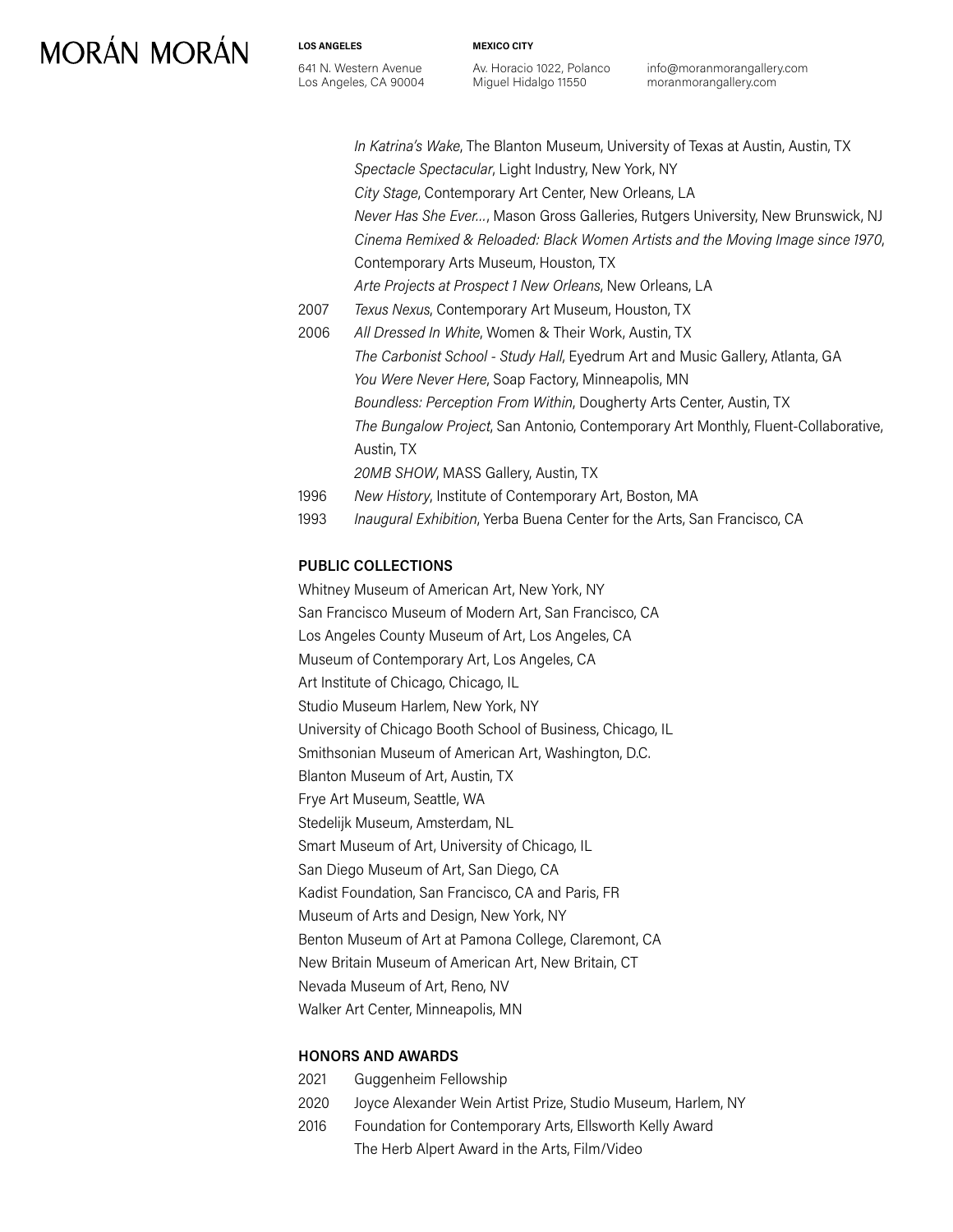*In Katrina's Wake*, The Blanton Museum, University of Texas at Austin, Austin, TX
*Spectacle Spectacular*, Light Industry, New York, NY
*City Stage*, Contemporary Art Center, New Orleans, LA
*Never Has She Ever...*, Mason Gross Galleries, Rutgers University, New Brunswick, NJ
*Cinema Remixed & Reloaded: Black Women Artists and the Moving Image since 1970*, Contemporary Arts Museum, Houston, TX
*Arte Projects at Prospect 1 New Orleans*, New Orleans, LA

2007 *Texus Nexus*, Contemporary Art Museum, Houston, TX

2006 *All Dressed In White*, Women & Their Work, Austin, TX
*The Carbonist School - Study Hall*, Eyedrum Art and Music Gallery, Atlanta, GA
*You Were Never Here*, Soap Factory, Minneapolis, MN
*Boundless: Perception From Within*, Dougherty Arts Center, Austin, TX
*The Bungalow Project*, San Antonio, Contemporary Art Monthly, Fluent-Collaborative, Austin, TX
*20MB SHOW*, MASS Gallery, Austin, TX

1996 *New History*, Institute of Contemporary Art, Boston, MA

1993 *Inaugural Exhibition*, Yerba Buena Center for the Arts, San Francisco, CA

## PUBLIC COLLECTIONS

Whitney Museum of American Art, New York, NY
San Francisco Museum of Modern Art, San Francisco, CA
Los Angeles County Museum of Art, Los Angeles, CA
Museum of Contemporary Art, Los Angeles, CA
Art Institute of Chicago, Chicago, IL
Studio Museum Harlem, New York, NY
University of Chicago Booth School of Business, Chicago, IL
Smithsonian Museum of American Art, Washington, D.C.
Blanton Museum of Art, Austin, TX
Frye Art Museum, Seattle, WA
Stedelijk Museum, Amsterdam, NL
Smart Museum of Art, University of Chicago, IL
San Diego Museum of Art, San Diego, CA
Kadist Foundation, San Francisco, CA and Paris, FR
Museum of Arts and Design, New York, NY
Benton Museum of Art at Pamona College, Claremont, CA
New Britain Museum of American Art, New Britain, CT
Nevada Museum of Art, Reno, NV
Walker Art Center, Minneapolis, MN

## HONORS AND AWARDS

2021 Guggenheim Fellowship

2020 Joyce Alexander Wein Artist Prize, Studio Museum, Harlem, NY

2016 Foundation for Contemporary Arts, Ellsworth Kelly Award
The Herb Alpert Award in the Arts, Film/Video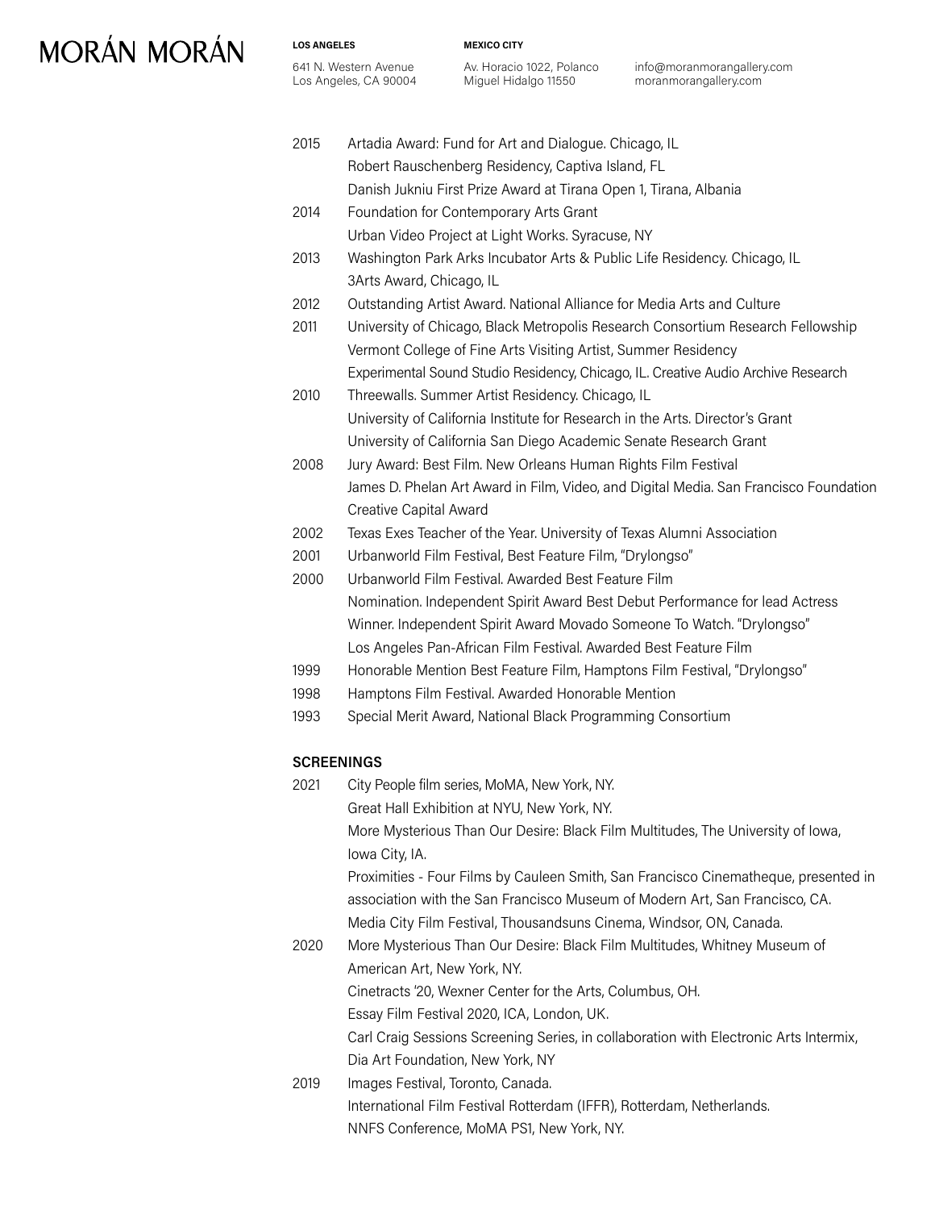| | |
|---|---|
| 2015 | Artadia Award: Fund for Art and Dialogue. Chicago, IL |
| | Robert Rauschenberg Residency, Captiva Island, FL |
| | Danish Jukniu First Prize Award at Tirana Open 1, Tirana, Albania |
| 2014 | Foundation for Contemporary Arts Grant |
| | Urban Video Project at Light Works. Syracuse, NY |
| 2013 | Washington Park Arks Incubator Arts & Public Life Residency. Chicago, IL |
| | 3Arts Award, Chicago, IL |
| 2012 | Outstanding Artist Award. National Alliance for Media Arts and Culture |
| 2011 | University of Chicago, Black Metropolis Research Consortium Research Fellowship |
| | Vermont College of Fine Arts Visiting Artist, Summer Residency |
| | Experimental Sound Studio Residency, Chicago, IL. Creative Audio Archive Research |
| 2010 | Threewalls. Summer Artist Residency. Chicago, IL |
| | University of California Institute for Research in the Arts. Director's Grant |
| | University of California San Diego Academic Senate Research Grant |
| 2008 | Jury Award: Best Film. New Orleans Human Rights Film Festival |
| | James D. Phelan Art Award in Film, Video, and Digital Media. San Francisco Foundation |
| | Creative Capital Award |
| 2002 | Texas Exes Teacher of the Year. University of Texas Alumni Association |
| 2001 | Urbanworld Film Festival, Best Feature Film, "Drylongso" |
| 2000 | Urbanworld Film Festival. Awarded Best Feature Film |
| | Nomination. Independent Spirit Award Best Debut Performance for lead Actress |
| | Winner. Independent Spirit Award Movado Someone To Watch. "Drylongso" |
| | Los Angeles Pan-African Film Festival. Awarded Best Feature Film |
| 1999 | Honorable Mention Best Feature Film, Hamptons Film Festival, "Drylongso" |
| 1998 | Hamptons Film Festival. Awarded Honorable Mention |
| 1993 | Special Merit Award, National Black Programming Consortium |

## SCREENINGS

| | |
|---|---|
| 2021 | City People film series, MoMA, New York, NY. |
| | Great Hall Exhibition at NYU, New York, NY. |
| | More Mysterious Than Our Desire: Black Film Multitudes, The University of Iowa, Iowa City, IA. |
| | Proximities - Four Films by Cauleen Smith, San Francisco Cinematheque, presented in association with the San Francisco Museum of Modern Art, San Francisco, CA. |
| | Media City Film Festival, Thousandsuns Cinema, Windsor, ON, Canada. |
| 2020 | More Mysterious Than Our Desire: Black Film Multitudes, Whitney Museum of American Art, New York, NY. |
| | Cinetracts '20, Wexner Center for the Arts, Columbus, OH. |
| | Essay Film Festival 2020, ICA, London, UK. |
| | Carl Craig Sessions Screening Series, in collaboration with Electronic Arts Intermix, Dia Art Foundation, New York, NY |
| 2019 | Images Festival, Toronto, Canada. |
| | International Film Festival Rotterdam (IFFR), Rotterdam, Netherlands. |
| | NNFS Conference, MoMA PS1, New York, NY. |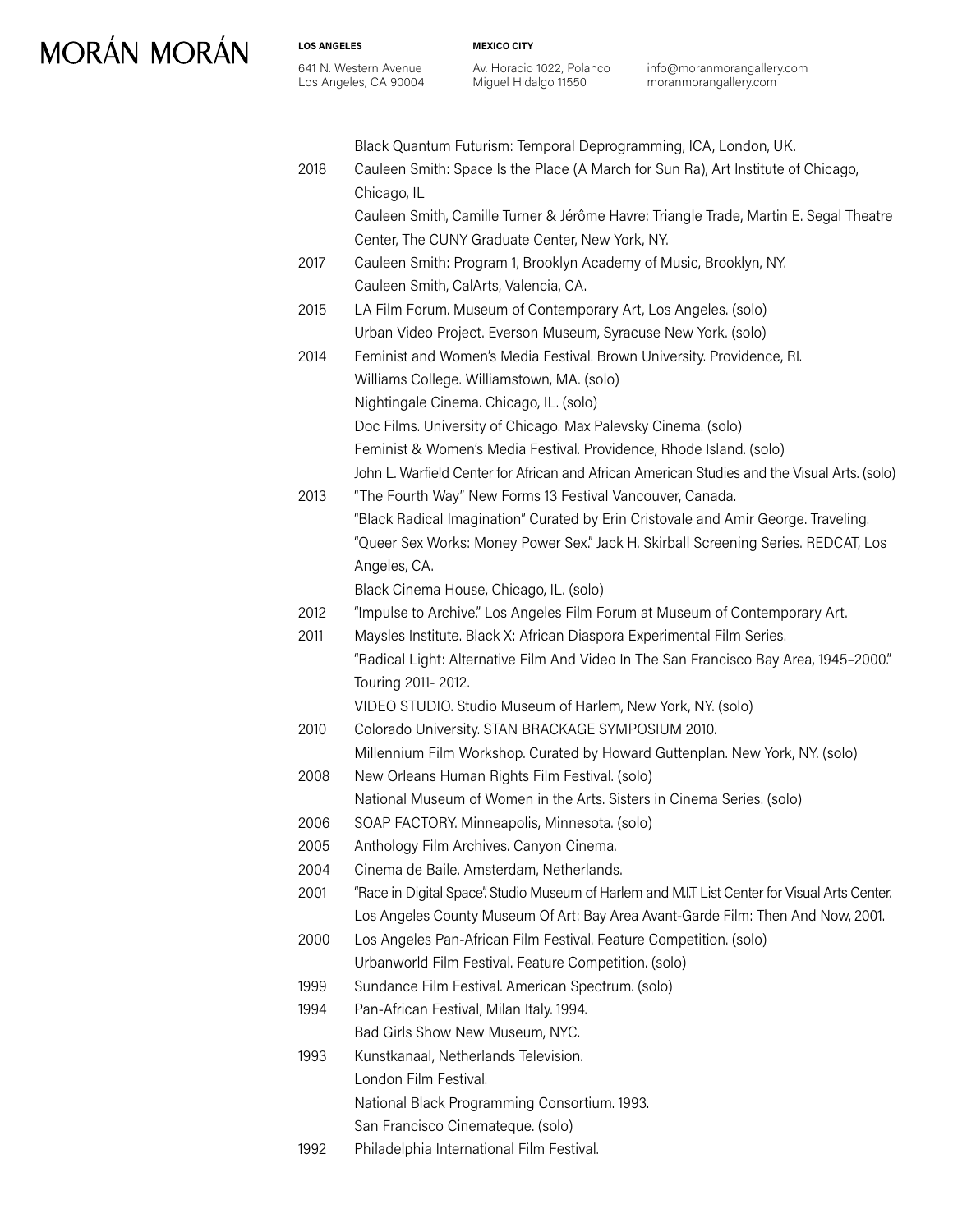Black Quantum Futurism: Temporal Deprogramming, ICA, London, UK.

2018 Cauleen Smith: Space Is the Place (A March for Sun Ra), Art Institute of Chicago, Chicago, IL

Cauleen Smith, Camille Turner & Jérôme Havre: Triangle Trade, Martin E. Segal Theatre Center, The CUNY Graduate Center, New York, NY.

2017 Cauleen Smith: Program 1, Brooklyn Academy of Music, Brooklyn, NY.

Cauleen Smith, CalArts, Valencia, CA.

2015 LA Film Forum. Museum of Contemporary Art, Los Angeles. (solo)

Urban Video Project. Everson Museum, Syracuse New York. (solo)

2014 Feminist and Women's Media Festival. Brown University. Providence, RI.

Williams College. Williamstown, MA. (solo)

Nightingale Cinema. Chicago, IL. (solo)

Doc Films. University of Chicago. Max Palevsky Cinema. (solo)

Feminist & Women's Media Festival. Providence, Rhode Island. (solo)

John L. Warfield Center for African and African American Studies and the Visual Arts. (solo)

2013 "The Fourth Way" New Forms 13 Festival Vancouver, Canada.

"Black Radical Imagination" Curated by Erin Cristovale and Amir George. Traveling.

"Queer Sex Works: Money Power Sex." Jack H. Skirball Screening Series. REDCAT, Los Angeles, CA.

Black Cinema House, Chicago, IL. (solo)

2012 "Impulse to Archive." Los Angeles Film Forum at Museum of Contemporary Art.

2011 Maysles Institute. Black X: African Diaspora Experimental Film Series.

"Radical Light: Alternative Film And Video In The San Francisco Bay Area, 1945–2000." Touring 2011- 2012.

VIDEO STUDIO. Studio Museum of Harlem, New York, NY. (solo)

2010 Colorado University. STAN BRACKAGE SYMPOSIUM 2010.

Millennium Film Workshop. Curated by Howard Guttenplan. New York, NY. (solo)

2008 New Orleans Human Rights Film Festival. (solo)

National Museum of Women in the Arts. Sisters in Cinema Series. (solo)

2006 SOAP FACTORY. Minneapolis, Minnesota. (solo)

2005 Anthology Film Archives. Canyon Cinema.

2004 Cinema de Baile. Amsterdam, Netherlands.

2001 "Race in Digital Space". Studio Museum of Harlem and M.I.T List Center for Visual Arts Center.

Los Angeles County Museum Of Art: Bay Area Avant-Garde Film: Then And Now, 2001.

2000 Los Angeles Pan-African Film Festival. Feature Competition. (solo)

Urbanworld Film Festival. Feature Competition. (solo)

1999 Sundance Film Festival. American Spectrum. (solo)

1994 Pan-African Festival, Milan Italy. 1994.

Bad Girls Show New Museum, NYC.

1993 Kunstkanaal, Netherlands Television.

London Film Festival.

National Black Programming Consortium. 1993.

San Francisco Cinemateque. (solo)

1992 Philadelphia International Film Festival.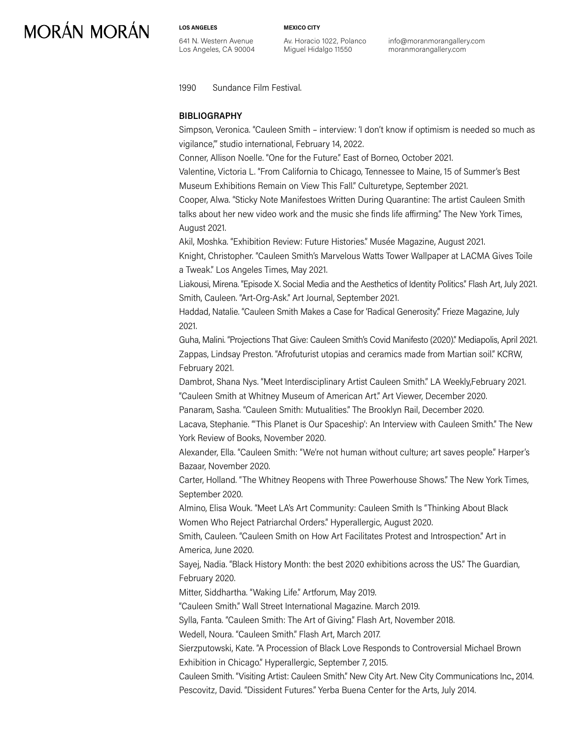1990 Sundance Film Festival.

**BIBLIOGRAPHY**

Simpson, Veronica. "Cauleen Smith – interview: 'I don't know if optimism is needed so much as vigilance,'" studio international, February 14, 2022.

Conner, Allison Noelle. "One for the Future." East of Borneo, October 2021.

Valentine, Victoria L. "From California to Chicago, Tennessee to Maine, 15 of Summer's Best Museum Exhibitions Remain on View This Fall." Culturetype, September 2021.

Cooper, Alwa. "Sticky Note Manifestoes Written During Quarantine: The artist Cauleen Smith talks about her new video work and the music she finds life affirming." The New York Times, August 2021.

Akil, Moshka. "Exhibition Review: Future Histories." Musée Magazine, August 2021.

Knight, Christopher. "Cauleen Smith's Marvelous Watts Tower Wallpaper at LACMA Gives Toile a Tweak." Los Angeles Times, May 2021.

Liakousi, Mirena. "Episode X. Social Media and the Aesthetics of Identity Politics." Flash Art, July 2021.

Smith, Cauleen. "Art-Org-Ask." Art Journal, September 2021.

Haddad, Natalie. "Cauleen Smith Makes a Case for 'Radical Generosity.'" Frieze Magazine, July 2021.

Guha, Malini. "Projections That Give: Cauleen Smith's Covid Manifesto (2020)." Mediapolis, April 2021.

Zappas, Lindsay Preston. "Afrofuturist utopias and ceramics made from Martian soil." KCRW, February 2021.

Dambrot, Shana Nys. "Meet Interdisciplinary Artist Cauleen Smith." LA Weekly,February 2021.

"Cauleen Smith at Whitney Museum of American Art." Art Viewer, December 2020.

Panaram, Sasha. "Cauleen Smith: Mutualities." The Brooklyn Rail, December 2020.

Lacava, Stephanie. "'This Planet is Our Spaceship': An Interview with Cauleen Smith." The New York Review of Books, November 2020.

Alexander, Ella. "Cauleen Smith: "We're not human without culture; art saves people." Harper's Bazaar, November 2020.

Carter, Holland. "The Whitney Reopens with Three Powerhouse Shows." The New York Times, September 2020.

Almino, Elisa Wouk. "Meet LA's Art Community: Cauleen Smith Is "Thinking About Black Women Who Reject Patriarchal Orders." Hyperallergic, August 2020.

Smith, Cauleen. "Cauleen Smith on How Art Facilitates Protest and Introspection." Art in America, June 2020.

Sayej, Nadia. "Black History Month: the best 2020 exhibitions across the US." The Guardian, February 2020.

Mitter, Siddhartha. "Waking Life." Artforum, May 2019.

"Cauleen Smith." Wall Street International Magazine. March 2019.

Sylla, Fanta. "Cauleen Smith: The Art of Giving." Flash Art, November 2018.

Wedell, Noura. "Cauleen Smith." Flash Art, March 2017.

Sierzputowski, Kate. "A Procession of Black Love Responds to Controversial Michael Brown Exhibition in Chicago." Hyperallergic, September 7, 2015.

Cauleen Smith. "Visiting Artist: Cauleen Smith." New City Art. New City Communications Inc., 2014.

Pescovitz, David. "Dissident Futures." Yerba Buena Center for the Arts, July 2014.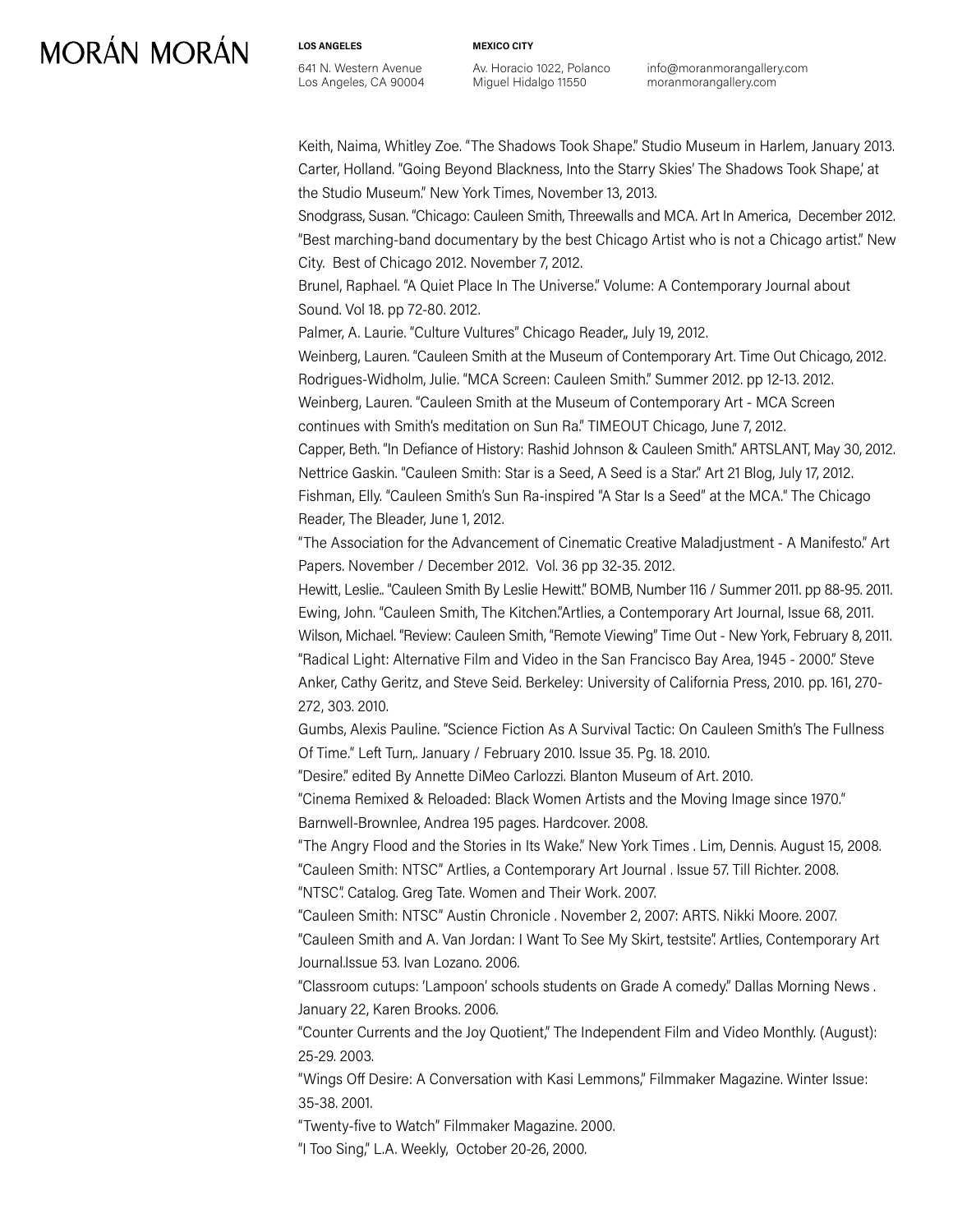Keith, Naima, Whitley Zoe. "The Shadows Took Shape." Studio Museum in Harlem, January 2013.

Carter, Holland. "Going Beyond Blackness, Into the Starry Skies' The Shadows Took Shape,' at the Studio Museum." New York Times, November 13, 2013.

Snodgrass, Susan. "Chicago: Cauleen Smith, Threewalls and MCA. Art In America, December 2012.

"Best marching-band documentary by the best Chicago Artist who is not a Chicago artist." New City. Best of Chicago 2012. November 7, 2012.

Brunel, Raphael. "A Quiet Place In The Universe." Volume: A Contemporary Journal about Sound. Vol 18. pp 72-80. 2012.

Palmer, A. Laurie. "Culture Vultures" Chicago Reader,, July 19, 2012.

Weinberg, Lauren. "Cauleen Smith at the Museum of Contemporary Art. Time Out Chicago, 2012.

Rodrigues-Widholm, Julie. "MCA Screen: Cauleen Smith." Summer 2012. pp 12-13. 2012.

Weinberg, Lauren. "Cauleen Smith at the Museum of Contemporary Art - MCA Screen continues with Smith's meditation on Sun Ra." TIMEOUT Chicago, June 7, 2012.

Capper, Beth. "In Defiance of History: Rashid Johnson & Cauleen Smith." ARTSLANT, May 30, 2012.

Nettrice Gaskin. "Cauleen Smith: Star is a Seed, A Seed is a Star." Art 21 Blog, July 17, 2012.

Fishman, Elly. "Cauleen Smith's Sun Ra-inspired "A Star Is a Seed" at the MCA." The Chicago Reader, The Bleader, June 1, 2012.

"The Association for the Advancement of Cinematic Creative Maladjustment - A Manifesto." Art Papers. November / December 2012. Vol. 36 pp 32-35. 2012.

Hewitt, Leslie.. "Cauleen Smith By Leslie Hewitt." BOMB, Number 116 / Summer 2011. pp 88-95. 2011.

Ewing, John. "Cauleen Smith, The Kitchen."Artlies, a Contemporary Art Journal, Issue 68, 2011.

Wilson, Michael. "Review: Cauleen Smith, "Remote Viewing" Time Out - New York, February 8, 2011.

"Radical Light: Alternative Film and Video in the San Francisco Bay Area, 1945 - 2000." Steve Anker, Cathy Geritz, and Steve Seid. Berkeley: University of California Press, 2010. pp. 161, 270-272, 303. 2010.

Gumbs, Alexis Pauline. "Science Fiction As A Survival Tactic: On Cauleen Smith's The Fullness Of Time." Left Turn,. January / February 2010. Issue 35. Pg. 18. 2010.

"Desire." edited By Annette DiMeo Carlozzi. Blanton Museum of Art. 2010.

"Cinema Remixed & Reloaded: Black Women Artists and the Moving Image since 1970." Barnwell-Brownlee, Andrea 195 pages. Hardcover. 2008.

"The Angry Flood and the Stories in Its Wake." New York Times . Lim, Dennis. August 15, 2008.

"Cauleen Smith: NTSC" Artlies, a Contemporary Art Journal . Issue 57. Till Richter. 2008.

"NTSC". Catalog. Greg Tate. Women and Their Work. 2007.

"Cauleen Smith: NTSC" Austin Chronicle . November 2, 2007: ARTS. Nikki Moore. 2007.

"Cauleen Smith and A. Van Jordan: I Want To See My Skirt, testsite". Artlies, Contemporary Art Journal.Issue 53. Ivan Lozano. 2006.

"Classroom cutups: 'Lampoon' schools students on Grade A comedy." Dallas Morning News . January 22, Karen Brooks. 2006.

"Counter Currents and the Joy Quotient," The Independent Film and Video Monthly. (August): 25-29. 2003.

"Wings Off Desire: A Conversation with Kasi Lemmons," Filmmaker Magazine. Winter Issue: 35-38. 2001.

"Twenty-five to Watch" Filmmaker Magazine. 2000.

"I Too Sing," L.A. Weekly, October 20-26, 2000.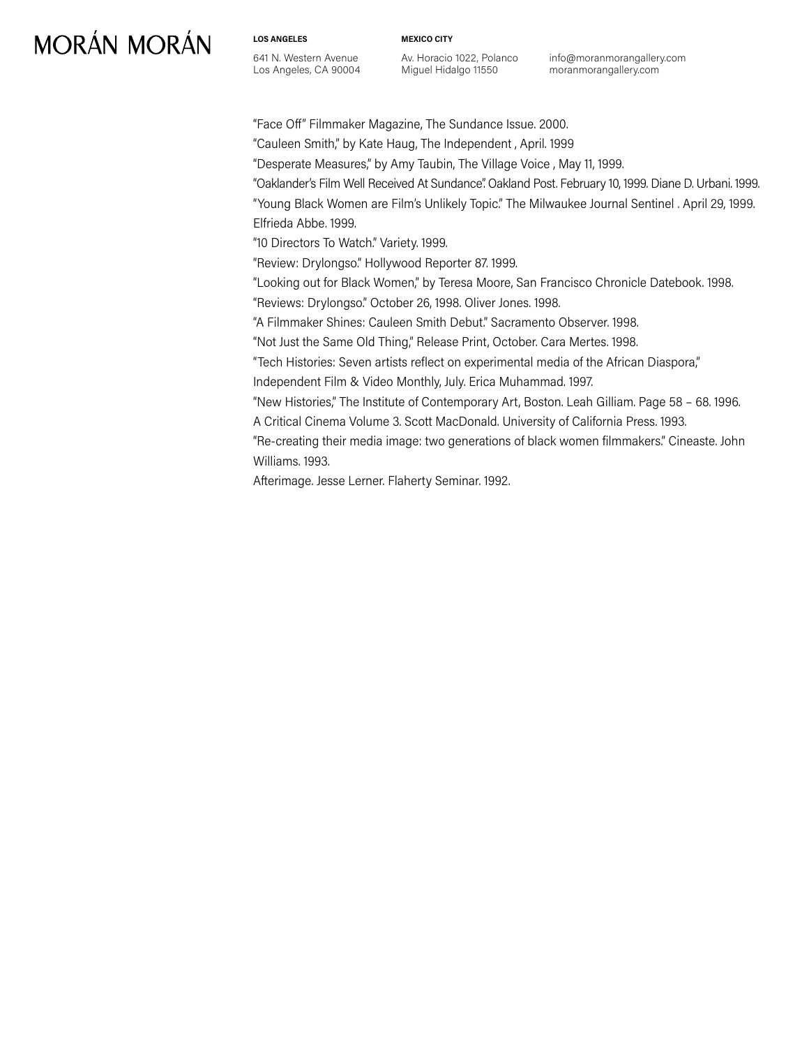“Face Off” Filmmaker Magazine, The Sundance Issue. 2000.

“Cauleen Smith,” by Kate Haug, The Independent , April. 1999

“Desperate Measures,” by Amy Taubin, The Village Voice , May 11, 1999.

“Oaklander’s Film Well Received At Sundance”. Oakland Post. February 10, 1999. Diane D. Urbani. 1999.

“Young Black Women are Film’s Unlikely Topic.” The Milwaukee Journal Sentinel . April 29, 1999. Elfrieda Abbe. 1999.

“10 Directors To Watch.” Variety. 1999.

“Review: Drylongso.” Hollywood Reporter 87. 1999.

“Looking out for Black Women,” by Teresa Moore, San Francisco Chronicle Datebook. 1998.

“Reviews: Drylongso.” October 26, 1998. Oliver Jones. 1998.

“A Filmmaker Shines: Cauleen Smith Debut.” Sacramento Observer. 1998.

“Not Just the Same Old Thing,” Release Print, October. Cara Mertes. 1998.

“Tech Histories: Seven artists reflect on experimental media of the African Diaspora,” Independent Film & Video Monthly, July. Erica Muhammad. 1997.

“New Histories,” The Institute of Contemporary Art, Boston. Leah Gilliam. Page 58 – 68. 1996.

A Critical Cinema Volume 3. Scott MacDonald. University of California Press. 1993.

“Re-creating their media image: two generations of black women filmmakers.” Cineaste. John Williams. 1993.

Afterimage. Jesse Lerner. Flaherty Seminar. 1992.